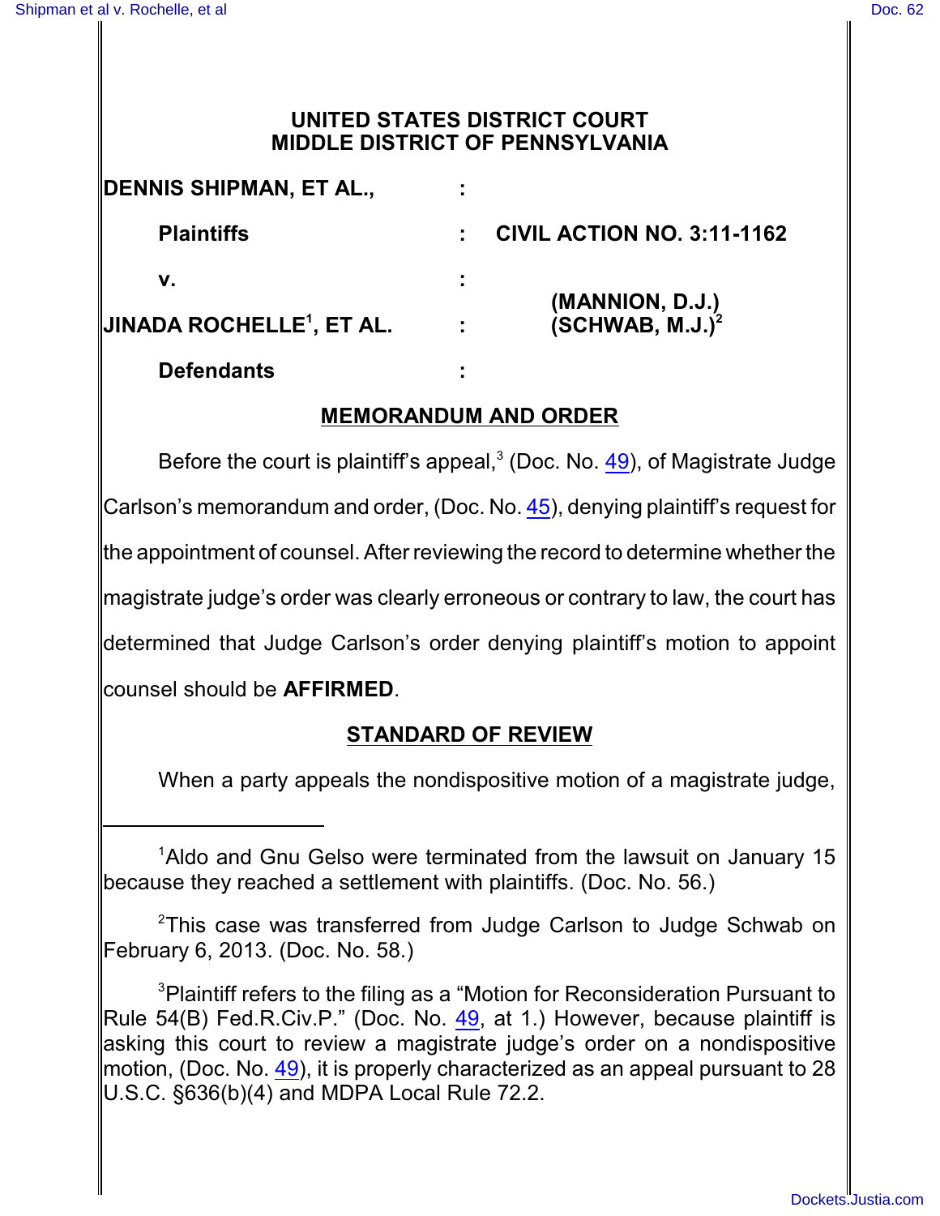# UNITED STATES DISTRICT COURT
# MIDDLE DISTRICT OF PENNSYLVANIA

| | | |
|---|---|---|
| **DENNIS SHIPMAN, ET AL.,** | : | |
| **Plaintiffs** | : | **CIVIL ACTION NO. 3:11-1162** |
| **v.** | : | |
| **JINADA ROCHELLE[1], ET AL.** | : | **(MANNION, D.J.)** **(SCHWAB, M.J.)[2]** |
| **Defendants** | : | |

## MEMORANDUM AND ORDER

Before the court is plaintiff's appeal,[3] (Doc. No. 49), of Magistrate Judge Carlson's memorandum and order, (Doc. No. 45), denying plaintiff's request for the appointment of counsel. After reviewing the record to determine whether the magistrate judge's order was clearly erroneous or contrary to law, the court has determined that Judge Carlson's order denying plaintiff's motion to appoint counsel should be **AFFIRMED**.

## STANDARD OF REVIEW

When a party appeals the nondispositive motion of a magistrate judge,

---

[1]Aldo and Gnu Gelso were terminated from the lawsuit on January 15 because they reached a settlement with plaintiffs. (Doc. No. 56.)

[2]This case was transferred from Judge Carlson to Judge Schwab on February 6, 2013. (Doc. No. 58.)

[3]Plaintiff refers to the filing as a "Motion for Reconsideration Pursuant to Rule 54(B) Fed.R.Civ.P." (Doc. No. 49, at 1.) However, because plaintiff is asking this court to review a magistrate judge's order on a nondispositive motion, (Doc. No. 49), it is properly characterized as an appeal pursuant to 28 U.S.C. §636(b)(4) and MDPA Local Rule 72.2.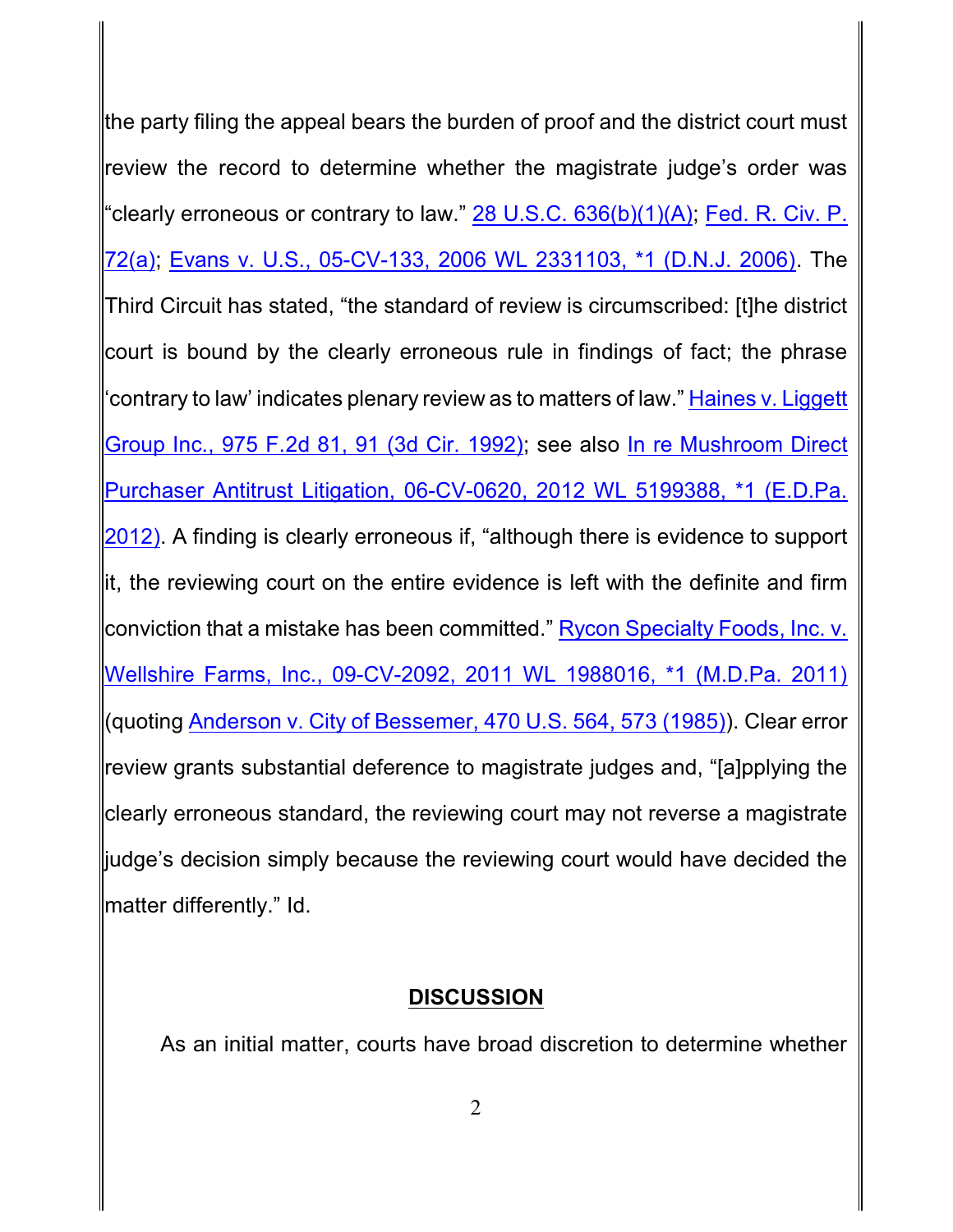the party filing the appeal bears the burden of proof and the district court must review the record to determine whether the magistrate judge's order was "clearly erroneous or contrary to law." 28 U.S.C. 636(b)(1)(A); Fed. R. Civ. P. 72(a); Evans v. U.S., 05-CV-133, 2006 WL 2331103, *1 (D.N.J. 2006). The Third Circuit has stated, "the standard of review is circumscribed: [t]he district court is bound by the clearly erroneous rule in findings of fact; the phrase 'contrary to law' indicates plenary review as to matters of law." Haines v. Liggett Group Inc., 975 F.2d 81, 91 (3d Cir. 1992); see also In re Mushroom Direct Purchaser Antitrust Litigation, 06-CV-0620, 2012 WL 5199388, *1 (E.D.Pa. 2012). A finding is clearly erroneous if, "although there is evidence to support it, the reviewing court on the entire evidence is left with the definite and firm conviction that a mistake has been committed." Rycon Specialty Foods, Inc. v. Wellshire Farms, Inc., 09-CV-2092, 2011 WL 1988016, *1 (M.D.Pa. 2011) (quoting Anderson v. City of Bessemer, 470 U.S. 564, 573 (1985)). Clear error review grants substantial deference to magistrate judges and, "[a]pplying the clearly erroneous standard, the reviewing court may not reverse a magistrate judge's decision simply because the reviewing court would have decided the matter differently." Id.

## DISCUSSION

As an initial matter, courts have broad discretion to determine whether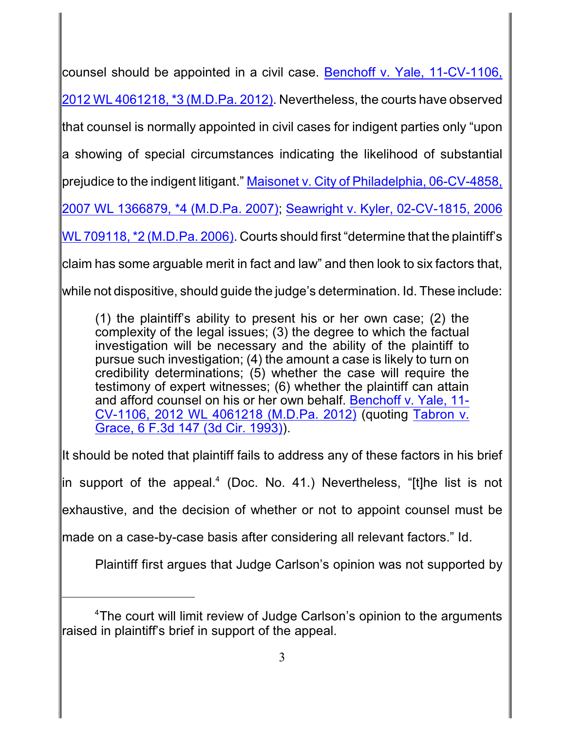counsel should be appointed in a civil case. Benchoff v. Yale, 11-CV-1106, 2012 WL 4061218, *3 (M.D.Pa. 2012). Nevertheless, the courts have observed that counsel is normally appointed in civil cases for indigent parties only "upon a showing of special circumstances indicating the likelihood of substantial prejudice to the indigent litigant." Maisonet v. City of Philadelphia, 06-CV-4858, 2007 WL 1366879, *4 (M.D.Pa. 2007); Seawright v. Kyler, 02-CV-1815, 2006 WL 709118, *2 (M.D.Pa. 2006). Courts should first "determine that the plaintiff's claim has some arguable merit in fact and law" and then look to six factors that, while not dispositive, should guide the judge's determination. Id. These include:

> (1) the plaintiff's ability to present his or her own case; (2) the complexity of the legal issues; (3) the degree to which the factual investigation will be necessary and the ability of the plaintiff to pursue such investigation; (4) the amount a case is likely to turn on credibility determinations; (5) whether the case will require the testimony of expert witnesses; (6) whether the plaintiff can attain and afford counsel on his or her own behalf. Benchoff v. Yale, 11-CV-1106, 2012 WL 4061218 (M.D.Pa. 2012) (quoting Tabron v. Grace, 6 F.3d 147 (3d Cir. 1993)).

It should be noted that plaintiff fails to address any of these factors in his brief in support of the appeal.[4] (Doc. No. 41.) Nevertheless, "[t]he list is not exhaustive, and the decision of whether or not to appoint counsel must be made on a case-by-case basis after considering all relevant factors." Id.

Plaintiff first argues that Judge Carlson's opinion was not supported by

---

[4] The court will limit review of Judge Carlson's opinion to the arguments raised in plaintiff's brief in support of the appeal.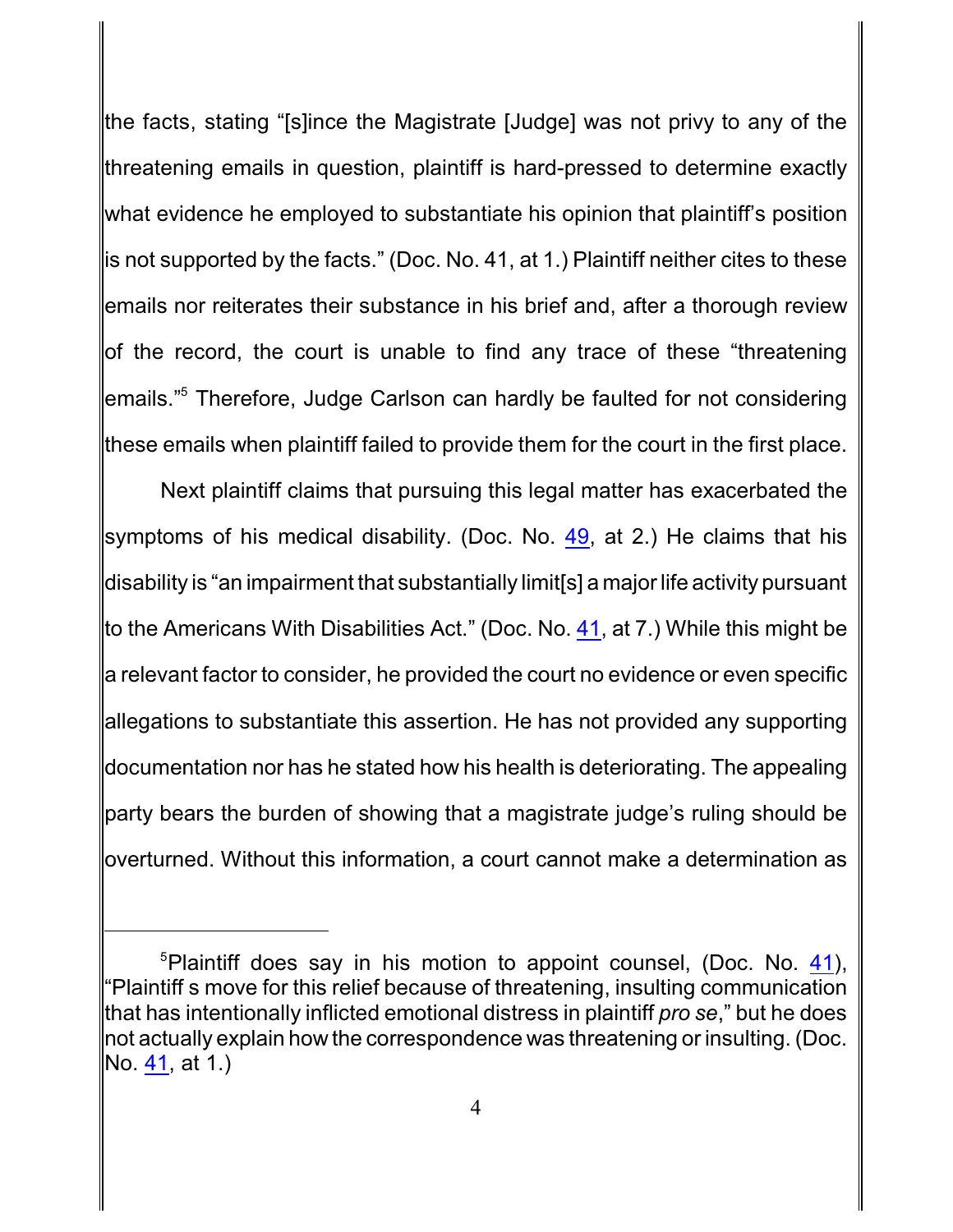the facts, stating "[s]ince the Magistrate [Judge] was not privy to any of the threatening emails in question, plaintiff is hard-pressed to determine exactly what evidence he employed to substantiate his opinion that plaintiff's position is not supported by the facts." (Doc. No. 41, at 1.) Plaintiff neither cites to these emails nor reiterates their substance in his brief and, after a thorough review of the record, the court is unable to find any trace of these "threatening emails."[5] Therefore, Judge Carlson can hardly be faulted for not considering these emails when plaintiff failed to provide them for the court in the first place.

Next plaintiff claims that pursuing this legal matter has exacerbated the symptoms of his medical disability. (Doc. No. 49, at 2.) He claims that his disability is "an impairment that substantially limit[s] a major life activity pursuant to the Americans With Disabilities Act." (Doc. No. 41, at 7.) While this might be a relevant factor to consider, he provided the court no evidence or even specific allegations to substantiate this assertion. He has not provided any supporting documentation nor has he stated how his health is deteriorating. The appealing party bears the burden of showing that a magistrate judge's ruling should be overturned. Without this information, a court cannot make a determination as

[5]Plaintiff does say in his motion to appoint counsel, (Doc. No. 41), "Plaintiff s move for this relief because of threatening, insulting communication that has intentionally inflicted emotional distress in plaintiff *pro se*," but he does not actually explain how the correspondence was threatening or insulting. (Doc. No. 41, at 1.)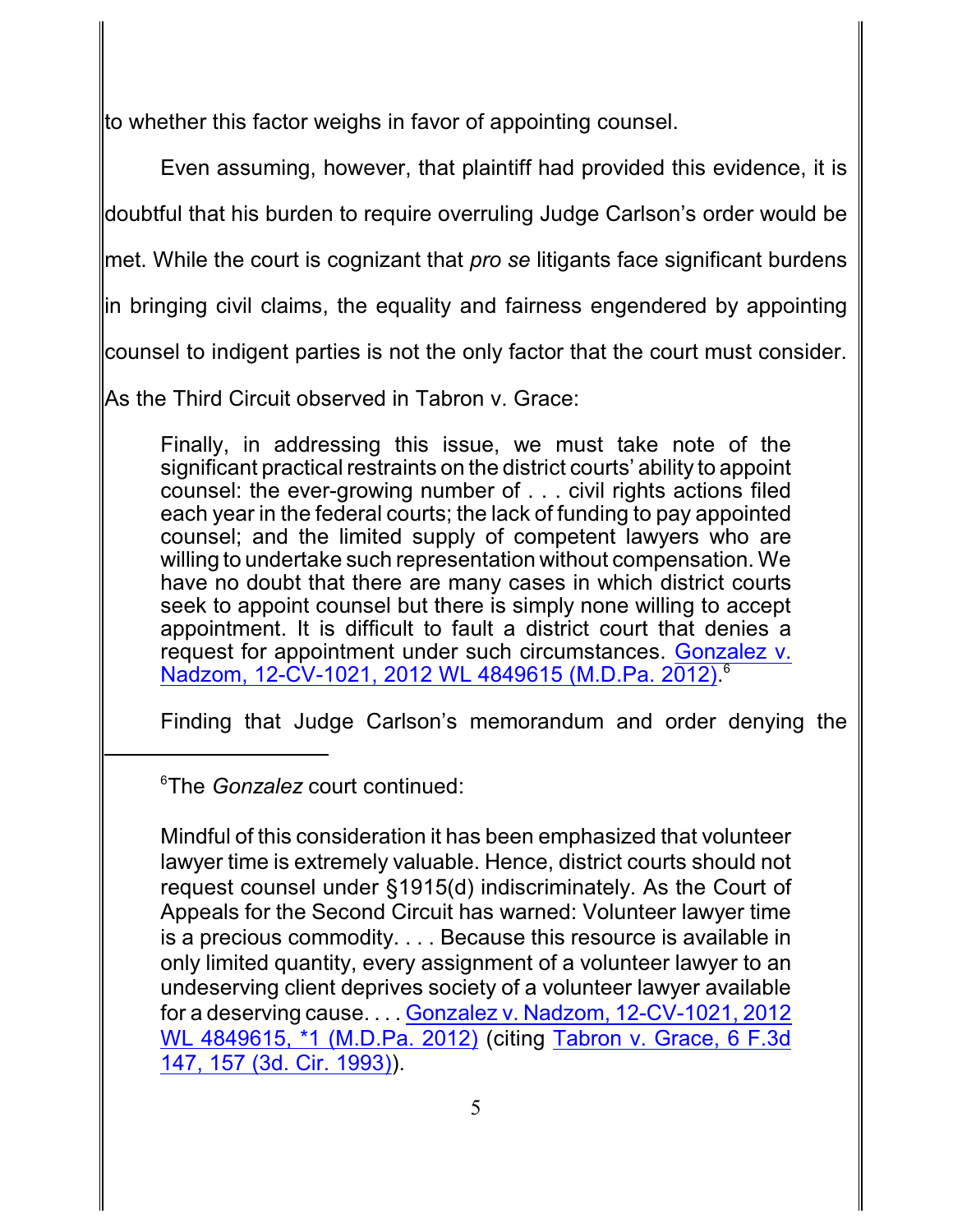to whether this factor weighs in favor of appointing counsel.

Even assuming, however, that plaintiff had provided this evidence, it is doubtful that his burden to require overruling Judge Carlson's order would be met. While the court is cognizant that *pro se* litigants face significant burdens in bringing civil claims, the equality and fairness engendered by appointing counsel to indigent parties is not the only factor that the court must consider. As the Third Circuit observed in Tabron v. Grace:

> Finally, in addressing this issue, we must take note of the significant practical restraints on the district courts' ability to appoint counsel: the ever-growing number of . . . civil rights actions filed each year in the federal courts; the lack of funding to pay appointed counsel; and the limited supply of competent lawyers who are willing to undertake such representation without compensation. We have no doubt that there are many cases in which district courts seek to appoint counsel but there is simply none willing to accept appointment. It is difficult to fault a district court that denies a request for appointment under such circumstances. Gonzalez v. Nadzom, 12-CV-1021, 2012 WL 4849615 (M.D.Pa. 2012).[6]

Finding that Judge Carlson's memorandum and order denying the

---

[6]The *Gonzalez* court continued:

> Mindful of this consideration it has been emphasized that volunteer lawyer time is extremely valuable. Hence, district courts should not request counsel under §1915(d) indiscriminately. As the Court of Appeals for the Second Circuit has warned: Volunteer lawyer time is a precious commodity. . . . Because this resource is available in only limited quantity, every assignment of a volunteer lawyer to an undeserving client deprives society of a volunteer lawyer available for a deserving cause. . . . Gonzalez v. Nadzom, 12-CV-1021, 2012 WL 4849615, *1 (M.D.Pa. 2012) (citing Tabron v. Grace, 6 F.3d 147, 157 (3d. Cir. 1993)).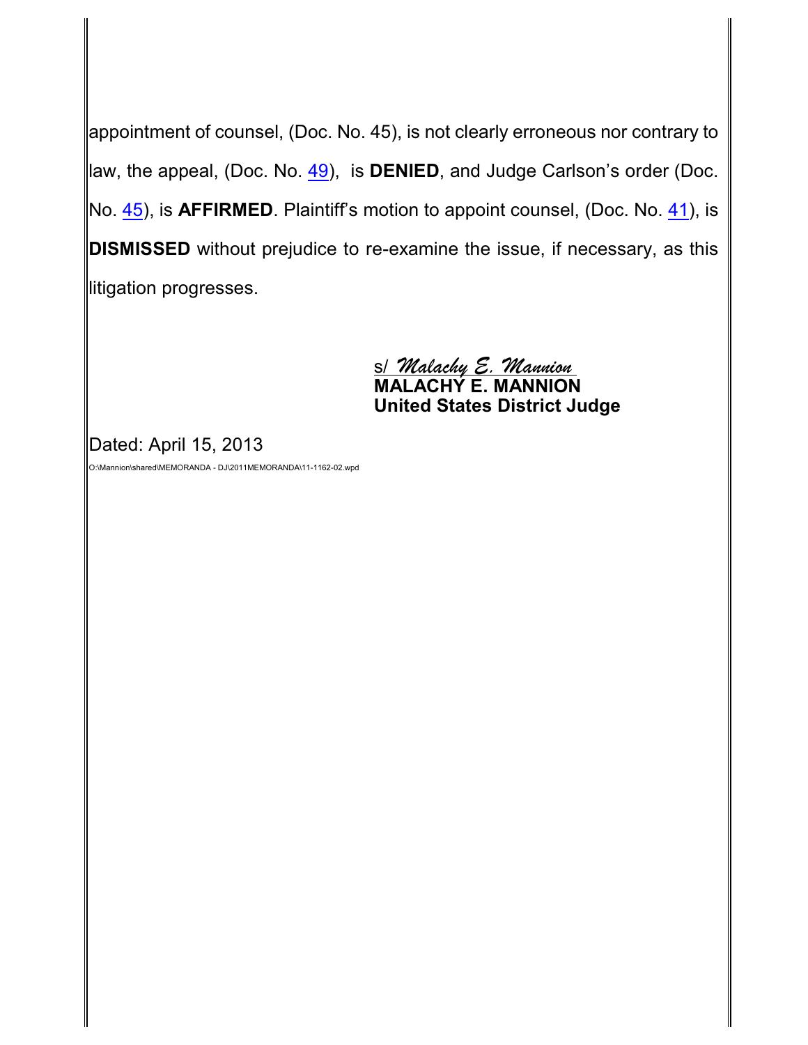appointment of counsel, (Doc. No. 45), is not clearly erroneous nor contrary to law, the appeal, (Doc. No. 49), is **DENIED**, and Judge Carlson's order (Doc. No. 45), is **AFFIRMED**. Plaintiff's motion to appoint counsel, (Doc. No. 41), is **DISMISSED** without prejudice to re-examine the issue, if necessary, as this litigation progresses.

s/ *Malachy E. Mannion*
**MALACHY E. MANNION**
**United States District Judge**

Dated: April 15, 2013

O:\Mannion\shared\MEMORANDA - DJ\2011MEMORANDA\11-1162-02.wpd